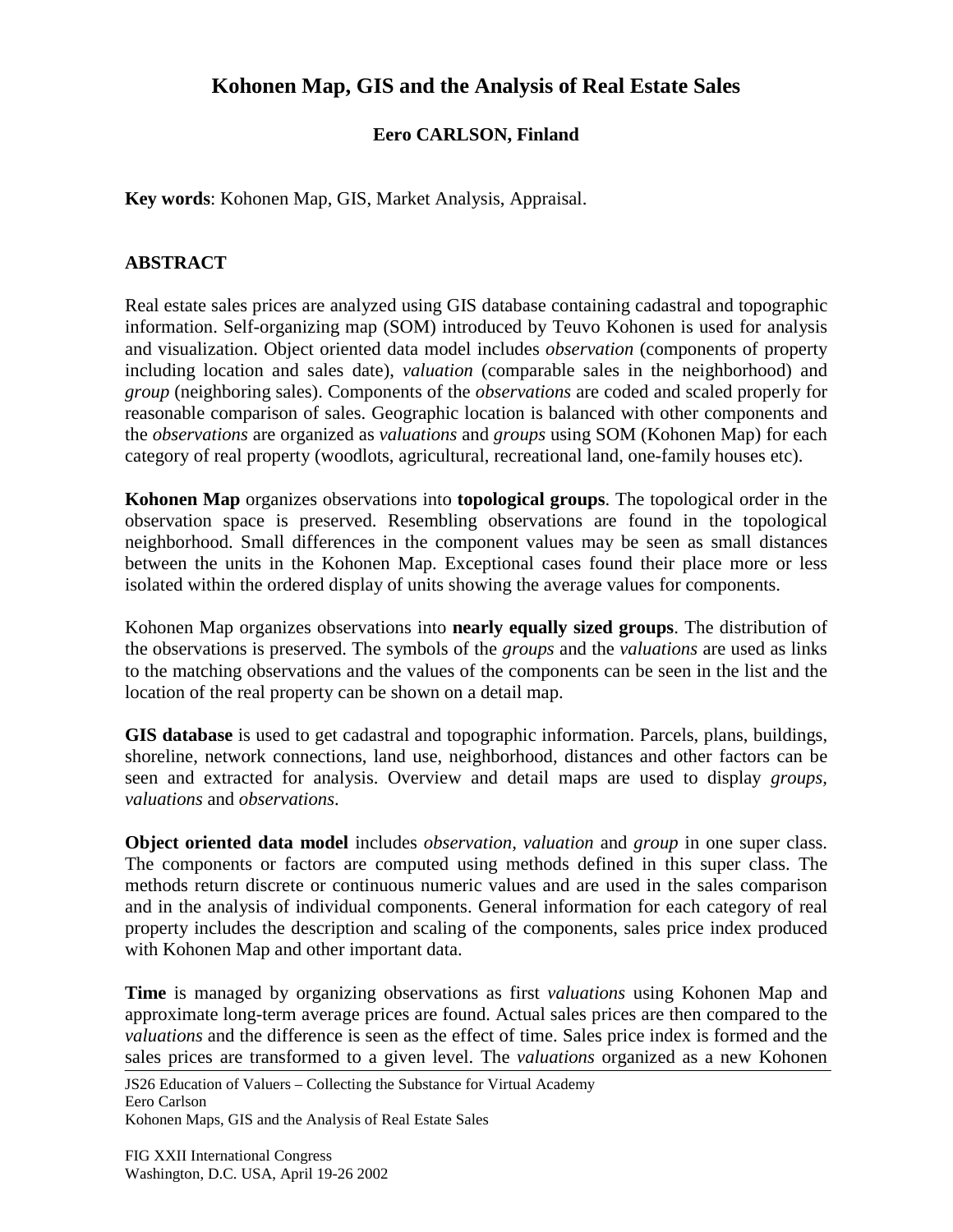# Kohonen Map, GIS and the Analysis of Real Estate Sales

**Eero CARLSON, Finland**

**Key words**: Kohonen Map, GIS, Market Analysis, Appraisal.

## ABSTRACT

Real estate sales prices are analyzed using GIS database containing cadastral and topographic information. Self-organizing map (SOM) introduced by Teuvo Kohonen is used for analysis and visualization. Object oriented data model includes *observation* (components of property including location and sales date), *valuation* (comparable sales in the neighborhood) and *group* (neighboring sales). Components of the *observations* are coded and scaled properly for reasonable comparison of sales. Geographic location is balanced with other components and the *observations* are organized as *valuations* and *groups* using SOM (Kohonen Map) for each category of real property (woodlots, agricultural, recreational land, one-family houses etc).

**Kohonen Map** organizes observations into **topological groups**. The topological order in the observation space is preserved. Resembling observations are found in the topological neighborhood. Small differences in the component values may be seen as small distances between the units in the Kohonen Map. Exceptional cases found their place more or less isolated within the ordered display of units showing the average values for components.

Kohonen Map organizes observations into **nearly equally sized groups**. The distribution of the observations is preserved. The symbols of the *groups* and the *valuations* are used as links to the matching observations and the values of the components can be seen in the list and the location of the real property can be shown on a detail map.

**GIS database** is used to get cadastral and topographic information. Parcels, plans, buildings, shoreline, network connections, land use, neighborhood, distances and other factors can be seen and extracted for analysis. Overview and detail maps are used to display *groups, valuations* and *observations*.

**Object oriented data model** includes *observation*, *valuation* and *group* in one super class. The components or factors are computed using methods defined in this super class. The methods return discrete or continuous numeric values and are used in the sales comparison and in the analysis of individual components. General information for each category of real property includes the description and scaling of the components, sales price index produced with Kohonen Map and other important data.

**Time** is managed by organizing observations as first *valuations* using Kohonen Map and approximate long-term average prices are found. Actual sales prices are then compared to the *valuations* and the difference is seen as the effect of time. Sales price index is formed and the sales prices are transformed to a given level. The *valuations* organized as a new Kohonen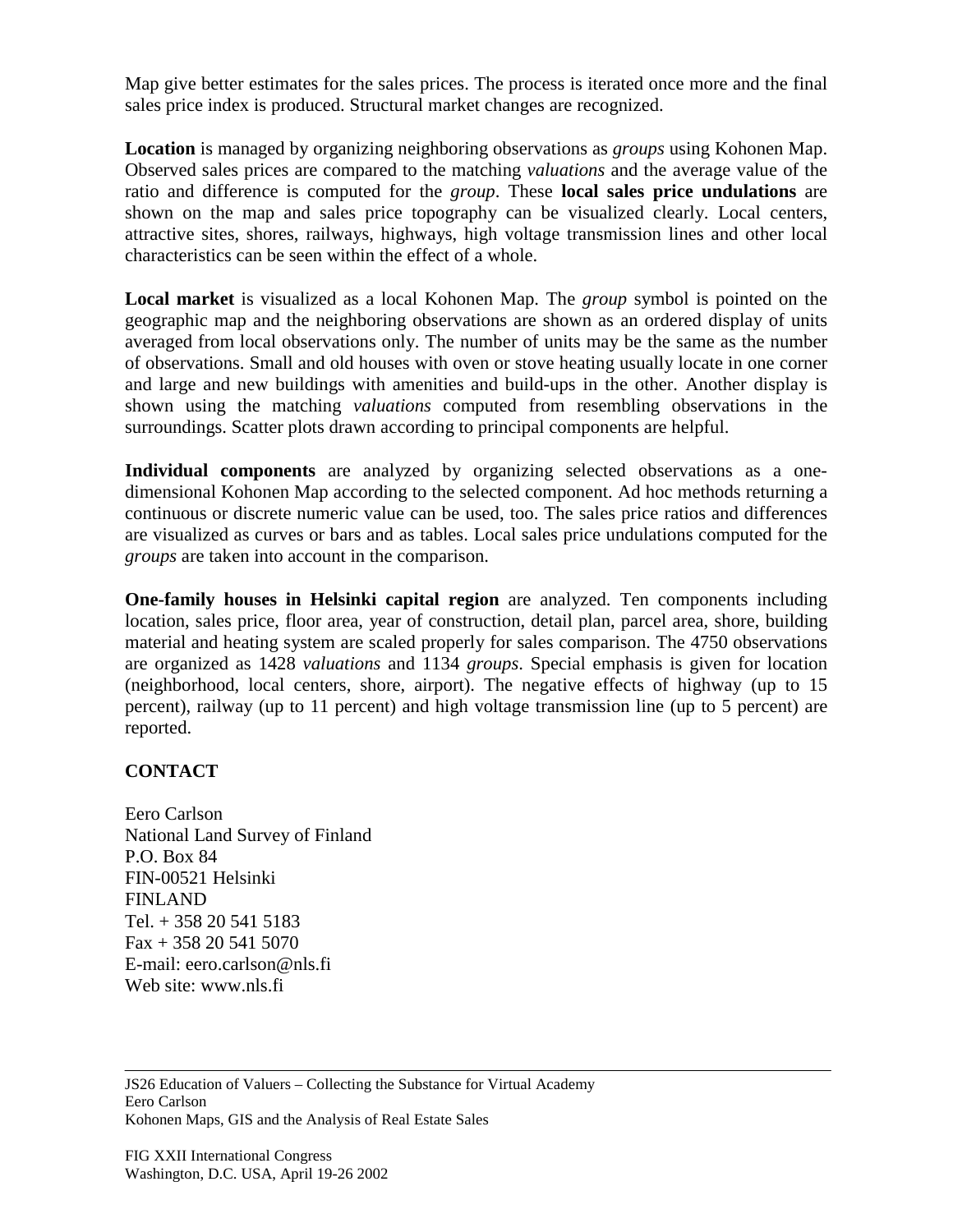Map give better estimates for the sales prices. The process is iterated once more and the final sales price index is produced. Structural market changes are recognized.

**Location** is managed by organizing neighboring observations as *groups* using Kohonen Map. Observed sales prices are compared to the matching *valuations* and the average value of the ratio and difference is computed for the *group*. These **local sales price undulations** are shown on the map and sales price topography can be visualized clearly. Local centers, attractive sites, shores, railways, highways, high voltage transmission lines and other local characteristics can be seen within the effect of a whole.

**Local market** is visualized as a local Kohonen Map. The *group* symbol is pointed on the geographic map and the neighboring observations are shown as an ordered display of units averaged from local observations only. The number of units may be the same as the number of observations. Small and old houses with oven or stove heating usually locate in one corner and large and new buildings with amenities and build-ups in the other. Another display is shown using the matching *valuations* computed from resembling observations in the surroundings. Scatter plots drawn according to principal components are helpful.

**Individual components** are analyzed by organizing selected observations as a one-dimensional Kohonen Map according to the selected component. Ad hoc methods returning a continuous or discrete numeric value can be used, too. The sales price ratios and differences are visualized as curves or bars and as tables. Local sales price undulations computed for the *groups* are taken into account in the comparison.

**One-family houses in Helsinki capital region** are analyzed. Ten components including location, sales price, floor area, year of construction, detail plan, parcel area, shore, building material and heating system are scaled properly for sales comparison. The 4750 observations are organized as 1428 *valuations* and 1134 *groups*. Special emphasis is given for location (neighborhood, local centers, shore, airport). The negative effects of highway (up to 15 percent), railway (up to 11 percent) and high voltage transmission line (up to 5 percent) are reported.

## CONTACT

Eero Carlson
National Land Survey of Finland
P.O. Box 84
FIN-00521 Helsinki
FINLAND
Tel. + 358 20 541 5183
Fax + 358 20 541 5070
E-mail: eero.carlson@nls.fi
Web site: www.nls.fi